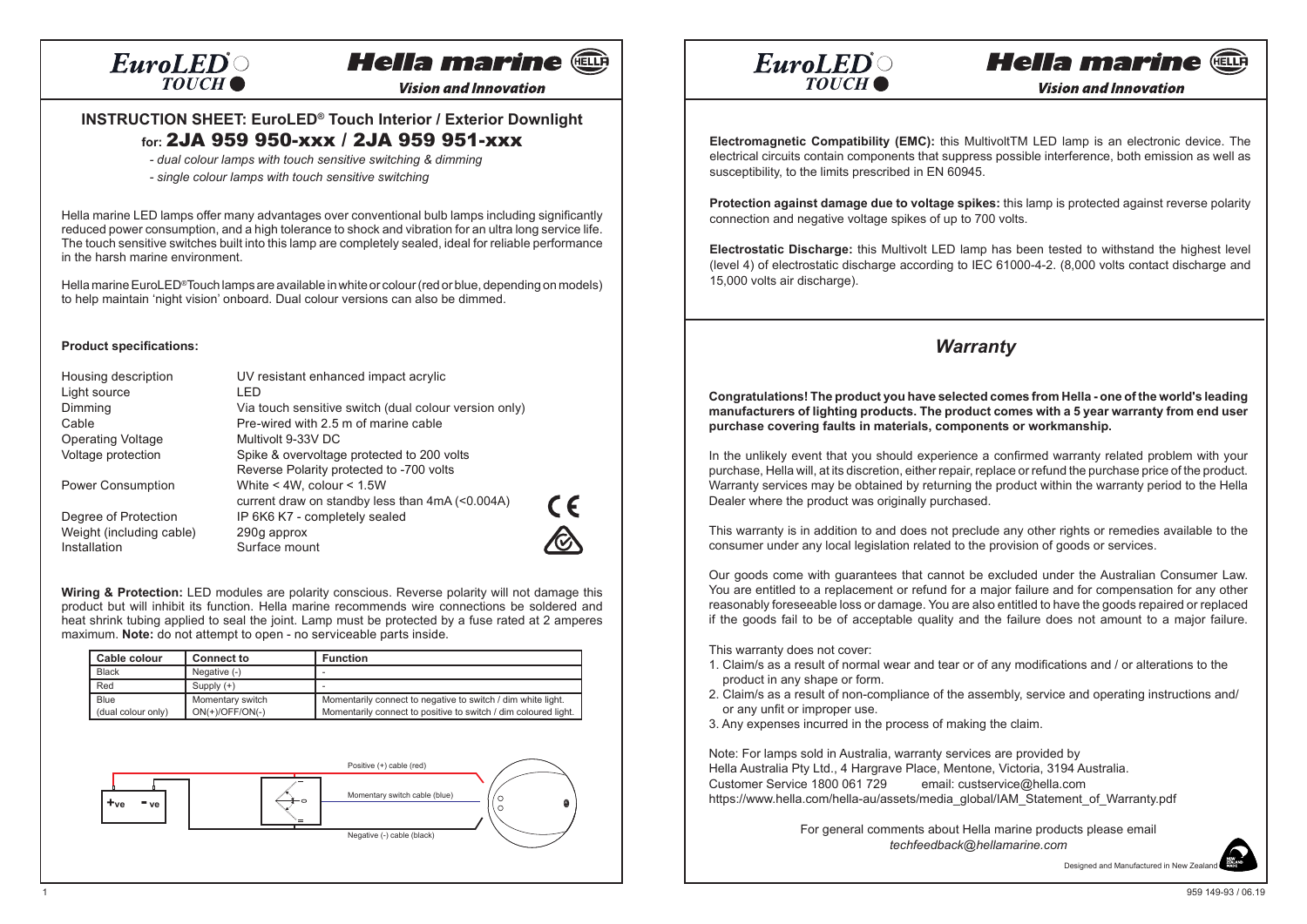# INSTRUCTION SHEET: EuroLED® Touch Interior / Exterior Downlight

## for: 2JA 959 950-xxx / 2JA 959 951-xxx

*- dual colour lamps with touch sensitive switching & dimming*

*- single colour lamps with touch sensitive switching*

Hella marine LED lamps offer many advantages over conventional bulb lamps including significantly reduced power consumption, and a high tolerance to shock and vibration for an ultra long service life. The touch sensitive switches built into this lamp are completely sealed, ideal for reliable performance in the harsh marine environment.

Hella marine EuroLED® Touch lamps are available in white or colour (red or blue, depending on models) to help maintain 'night vision' onboard. Dual colour versions can also be dimmed.

**Product specifications:**

| | |
|---|---|
| Housing description | UV resistant enhanced impact acrylic |
| Light source | LED |
| Dimming | Via touch sensitive switch (dual colour version only) |
| Cable | Pre-wired with 2.5 m of marine cable |
| Operating Voltage | Multivolt 9-33V DC |
| Voltage protection | Spike & overvoltage protected to 200 volts<br>Reverse Polarity protected to -700 volts |
| Power Consumption | White < 4W, colour < 1.5W<br>current draw on standby less than 4mA (<0.004A) |
| Degree of Protection | IP 6K6 K7 - completely sealed |
| Weight (including cable) | 290g approx |
| Installation | Surface mount |

**Wiring & Protection:** LED modules are polarity conscious. Reverse polarity will not damage this product but will inhibit its function. Hella marine recommends wire connections be soldered and heat shrink tubing applied to seal the joint. Lamp must be protected by a fuse rated at 2 amperes maximum. **Note:** do not attempt to open - no serviceable parts inside.

| Cable colour | Connect to | Function |
|---|---|---|
| Black | Negative (-) | - |
| Red | Supply (+) | - |
| Blue<br>(dual colour only) | Momentary switch<br>ON(+)/OFF/ON(-) | Momentarily connect to negative to switch / dim white light.<br>Momentarily connect to positive to switch / dim coloured light. |

+ve -ve

Positive (+) cable (red)

Momentary switch cable (blue)

Negative (-) cable (black)

**Electromagnetic Compatibility (EMC):** this MultivoltTM LED lamp is an electronic device. The electrical circuits contain components that suppress possible interference, both emission as well as susceptibility, to the limits prescribed in EN 60945.

**Protection against damage due to voltage spikes:** this lamp is protected against reverse polarity connection and negative voltage spikes of up to 700 volts.

**Electrostatic Discharge:** this Multivolt LED lamp has been tested to withstand the highest level (level 4) of electrostatic discharge according to IEC 61000-4-2. (8,000 volts contact discharge and 15,000 volts air discharge).

## *Warranty*

**Congratulations! The product you have selected comes from Hella - one of the world's leading manufacturers of lighting products. The product comes with a 5 year warranty from end user purchase covering faults in materials, components or workmanship.**

In the unlikely event that you should experience a confirmed warranty related problem with your purchase, Hella will, at its discretion, either repair, replace or refund the purchase price of the product. Warranty services may be obtained by returning the product within the warranty period to the Hella Dealer where the product was originally purchased.

This warranty is in addition to and does not preclude any other rights or remedies available to the consumer under any local legislation related to the provision of goods or services.

Our goods come with guarantees that cannot be excluded under the Australian Consumer Law. You are entitled to a replacement or refund for a major failure and for compensation for any other reasonably foreseeable loss or damage. You are also entitled to have the goods repaired or replaced if the goods fail to be of acceptable quality and the failure does not amount to a major failure.

This warranty does not cover:

1. Claim/s as a result of normal wear and tear or of any modifications and / or alterations to the product in any shape or form.
2. Claim/s as a result of non-compliance of the assembly, service and operating instructions and/ or any unfit or improper use.
3. Any expenses incurred in the process of making the claim.

Note: For lamps sold in Australia, warranty services are provided by
Hella Australia Pty Ltd., 4 Hargrave Place, Mentone, Victoria, 3194 Australia.
Customer Service 1800 061 729 email: custservice@hella.com
https://www.hella.com/hella-au/assets/media_global/IAM_Statement_of_Warranty.pdf

For general comments about Hella marine products please email
*techfeedback@hellamarine.com*

Designed and Manufactured in New Zealand

959 149-93 / 06.19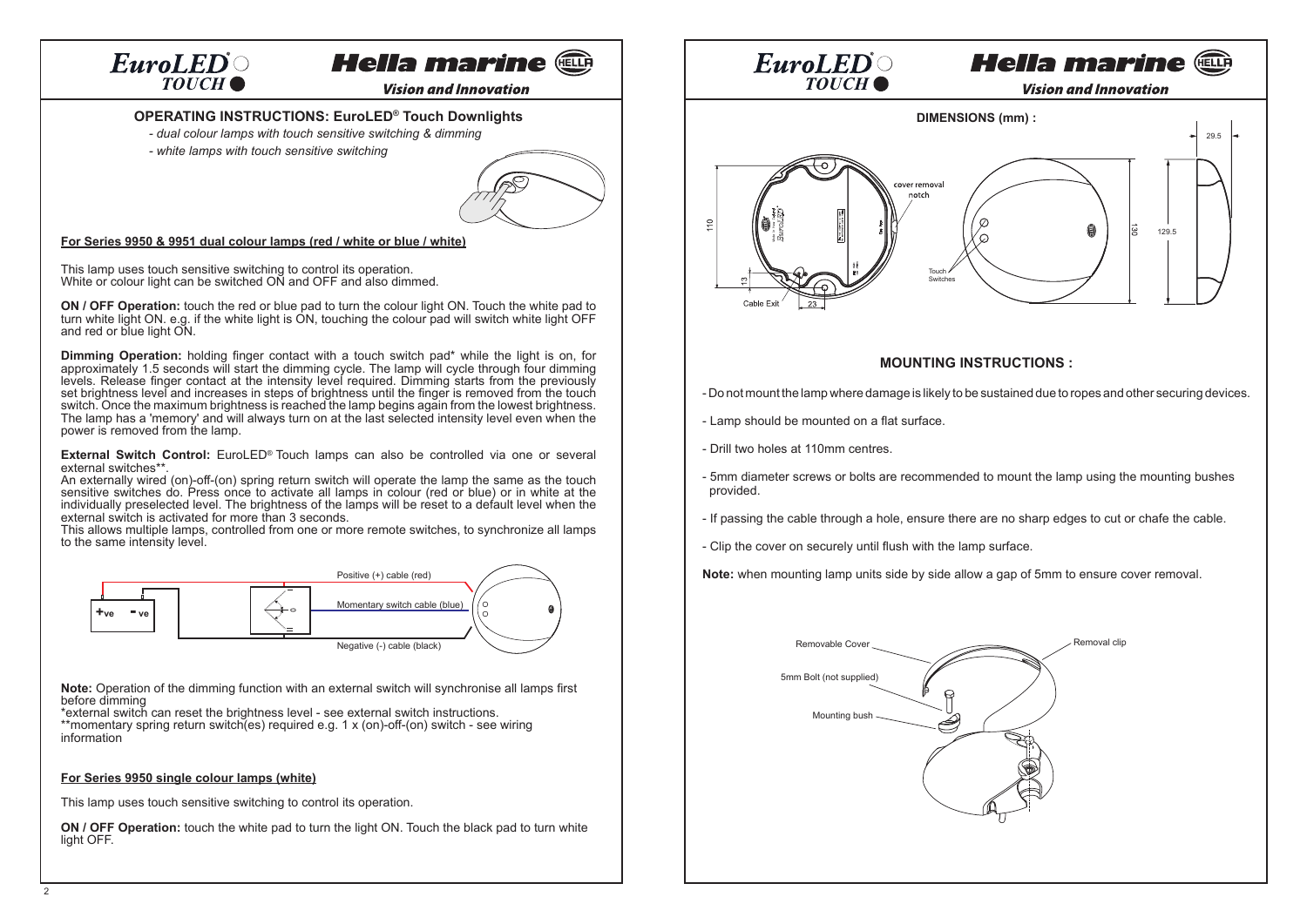EuroLED® TOUCH

Hella marine

Vision and Innovation

## OPERATING INSTRUCTIONS: EuroLED® Touch Downlights

*- dual colour lamps with touch sensitive switching & dimming*

*- white lamps with touch sensitive switching*

### For Series 9950 & 9951 dual colour lamps (red / white or blue / white)

This lamp uses touch sensitive switching to control its operation.
White or colour light can be switched ON and OFF and also dimmed.

**ON / OFF Operation:** touch the red or blue pad to turn the colour light ON. Touch the white pad to turn white light ON. e.g. if the white light is ON, touching the colour pad will switch white light OFF and red or blue light ON.

**Dimming Operation:** holding finger contact with a touch switch pad* while the light is on, for approximately 1.5 seconds will start the dimming cycle. The lamp will cycle through four dimming levels. Release finger contact at the intensity level required. Dimming starts from the previously set brightness level and increases in steps of brightness until the finger is removed from the touch switch. Once the maximum brightness is reached the lamp begins again from the lowest brightness. The lamp has a 'memory' and will always turn on at the last selected intensity level even when the power is removed from the lamp.

**External Switch Control:** EuroLED® Touch lamps can also be controlled via one or several external switches**.
An externally wired (on)-off-(on) spring return switch will operate the lamp the same as the touch sensitive switches do. Press once to activate all lamps in colour (red or blue) or in white at the individually preselected level. The brightness of the lamps will be reset to a default level when the external switch is activated for more than 3 seconds.
This allows multiple lamps, controlled from one or more remote switches, to synchronize all lamps to the same intensity level.

+ve  - ve

Positive (+) cable (red)

Momentary switch cable (blue)

Negative (-) cable (black)

**Note:** Operation of the dimming function with an external switch will synchronise all lamps first before dimming
*external switch can reset the brightness level - see external switch instructions.
**momentary spring return switch(es) required e.g. 1 x (on)-off-(on) switch - see wiring information

### For Series 9950 single colour lamps (white)

This lamp uses touch sensitive switching to control its operation.

**ON / OFF Operation:** touch the white pad to turn the light ON. Touch the black pad to turn white light OFF.

EuroLED® TOUCH

Hella marine

Vision and Innovation

**DIMENSIONS (mm) :**

110 | 13 | 23 | Cable Exit | cover removal notch | Touch Switches | 130 | 29.5 | 129.5

## MOUNTING INSTRUCTIONS :

- Do not mount the lamp where damage is likely to be sustained due to ropes and other securing devices.
- Lamp should be mounted on a flat surface.
- Drill two holes at 110mm centres.
- 5mm diameter screws or bolts are recommended to mount the lamp using the mounting bushes provided.
- If passing the cable through a hole, ensure there are no sharp edges to cut or chafe the cable.
- Clip the cover on securely until flush with the lamp surface.

**Note:** when mounting lamp units side by side allow a gap of 5mm to ensure cover removal.

Removable Cover

Removal clip

5mm Bolt (not supplied)

Mounting bush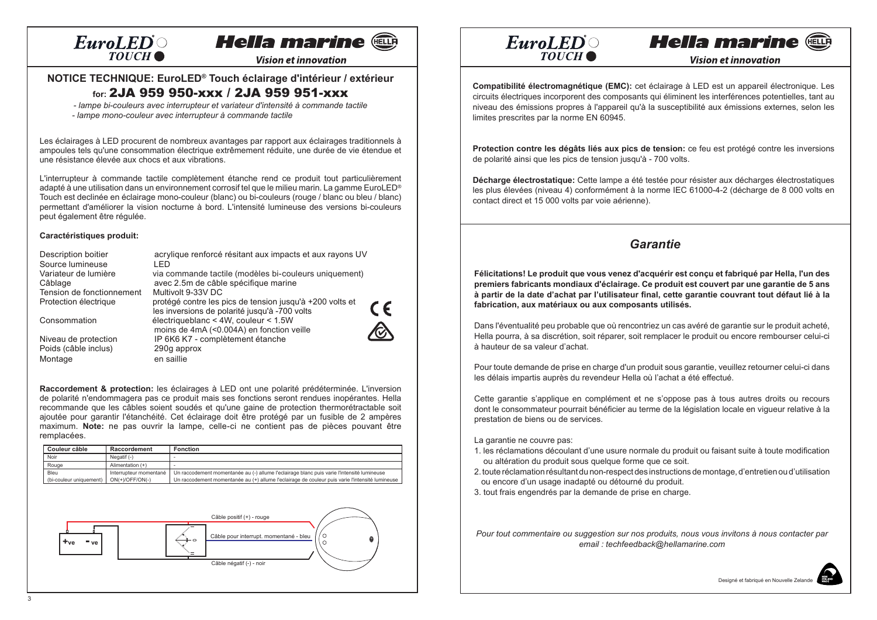EuroLED® TOUCH

Hella marine

*Vision et innovation*

## NOTICE TECHNIQUE: EuroLED® Touch éclairage d'intérieur / extérieur

### for: 2JA 959 950-xxx / 2JA 959 951-xxx

*- lampe bi-couleurs avec interrupteur et variateur d'intensité à commande tactile*
*- lampe mono-couleur avec interrupteur à commande tactile*

Les éclairages à LED procurent de nombreux avantages par rapport aux éclairages traditionnels à ampoules tels qu'une consommation électrique extrêmement réduite, une durée de vie étendue et une résistance élevée aux chocs et aux vibrations.

L'interrupteur à commande tactile complètement étanche rend ce produit tout particulièrement adapté à une utilisation dans un environnement corrosif tel que le milieu marin. La gamme EuroLED® Touch est declinée en éclairage mono-couleur (blanc) ou bi-couleurs (rouge / blanc ou bleu / blanc) permettant d'améliorer la vision nocturne à bord. L'intensité lumineuse des versions bi-couleurs peut également être régulée.

**Caractéristiques produit:**

| | |
|---|---|
| Description boitier | acrylique renforcé résitant aux impacts et aux rayons UV |
| Source lumineuse | LED |
| Variateur de lumière | via commande tactile (modèles bi-couleurs uniquement) |
| Câblage | avec 2.5m de câble spécifique marine |
| Tension de fonctionnement | Multivolt 9-33V DC |
| Protection électrique | protégé contre les pics de tension jusqu'à +200 volts et les inversions de polarité jusqu'à -700 volts |
| Consommation | électriqueblanc < 4W, couleur < 1.5W moins de 4mA (<0.004A) en fonction veille |
| Niveau de protection | IP 6K6 K7 - complètement étanche |
| Poids (câble inclus) | 290g approx |
| Montage | en saillie |

**Raccordement & protection:** les éclairages à LED ont une polarité prédéterminée. L'inversion de polarité n'endommagera pas ce produit mais ses fonctions seront rendues inopérantes. Hella recommande que les câbles soient soudés et qu'une gaine de protection thermorétractable soit ajoutée pour garantir l'étanchéité. Cet éclairage doit être protégé par un fusible de 2 ampères maximum. **Note:** ne pas ouvrir la lampe, celle-ci ne contient pas de pièces pouvant être remplacées.

| Couleur câble | Raccordement | Fonction |
|---|---|---|
| Noir | Negatif (-) | - |
| Rouge | Alimentation (+) | - |
| Bleu | Interrupteur momentané | Un raccodement momentanée au (-) allume l'eclairage blanc puis varie l'intensité lumineuse |
| (bi-couleur uniquement) | ON(+)/OFF/ON(-) | Un raccodement momentanée au (+) allume l'eclairage de couleur puis varie l'intensité lumineuse |

+ve -ve

Câble positif (+) - rouge

Câble pour interrupt. momentané - bleu

Câble négatif (-) - noir

**Compatibilité électromagnétique (EMC):** cet éclairage à LED est un appareil électronique. Les circuits électriques incorporent des composants qui éliminent les interférences potentielles, tant au niveau des émissions propres à l'appareil qu'à la susceptibilité aux émissions externes, selon les limites prescrites par la norme EN 60945.

**Protection contre les dégâts liés aux pics de tension:** ce feu est protégé contre les inversions de polarité ainsi que les pics de tension jusqu'à - 700 volts.

**Décharge électrostatique:** Cette lampe a été testée pour résister aux décharges électrostatiques les plus élevées (niveau 4) conformément à la norme IEC 61000-4-2 (décharge de 8 000 volts en contact direct et 15 000 volts par voie aérienne).

## *Garantie*

**Félicitations! Le produit que vous venez d'acquérir est conçu et fabriqué par Hella, l'un des premiers fabricants mondiaux d'éclairage. Ce produit est couvert par une garantie de 5 ans à partir de la date d'achat par l'utilisateur final, cette garantie couvrant tout défaut lié à la fabrication, aux matériaux ou aux composants utilisés.**

Dans l'éventualité peu probable que où rencontriez un cas avéré de garantie sur le produit acheté, Hella pourra, à sa discrétion, soit réparer, soit remplacer le produit ou encore rembourser celui-ci à hauteur de sa valeur d'achat.

Pour toute demande de prise en charge d'un produit sous garantie, veuillez retourner celui-ci dans les délais impartis auprès du revendeur Hella où l'achat a été effectué.

Cette garantie s'applique en complément et ne s'oppose pas à tous autres droits ou recours dont le consommateur pourrait bénéficier au terme de la législation locale en vigueur relative à la prestation de biens ou de services.

La garantie ne couvre pas:

1. les réclamations découlant d'une usure normale du produit ou faisant suite à toute modification ou altération du produit sous quelque forme que ce soit.
2. toute réclamation résultant du non-respect des instructions de montage, d'entretien ou d'utilisation ou encore d'un usage inadapté ou détourné du produit.
3. tout frais engendrés par la demande de prise en charge.

*Pour tout commentaire ou suggestion sur nos produits, nous vous invitons à nous contacter par email : techfeedback@hellamarine.com*

Designé et fabriqué en Nouvelle Zelande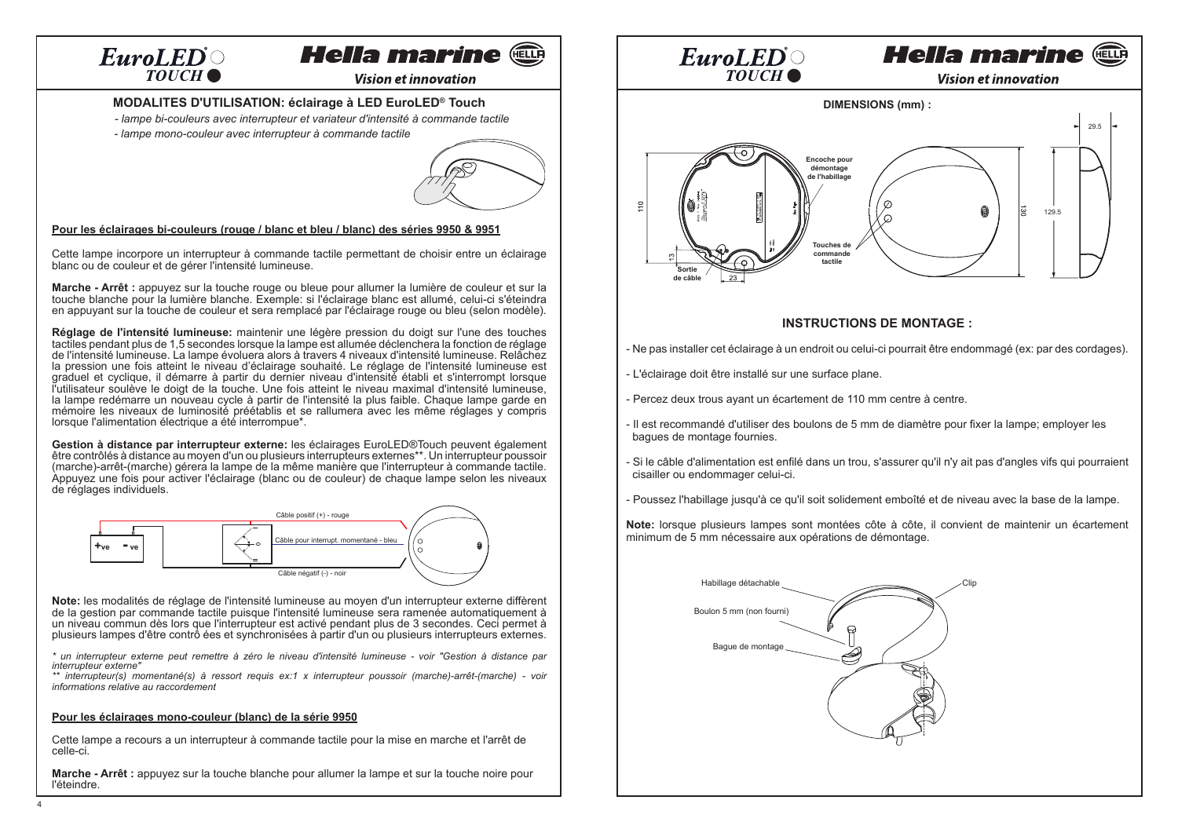# MODALITES D'UTILISATION: éclairage à LED EuroLED® Touch

*- lampe bi-couleurs avec interrupteur et variateur d'intensité à commande tactile*

*- lampe mono-couleur avec interrupteur à commande tactile*

**Pour les éclairages bi-couleurs (rouge / blanc et bleu / blanc) des séries 9950 & 9951**

Cette lampe incorpore un interrupteur à commande tactile permettant de choisir entre un éclairage blanc ou de couleur et de gérer l'intensité lumineuse.

**Marche - Arrêt :** appuyez sur la touche rouge ou bleue pour allumer la lumière de couleur et sur la touche blanche pour la lumière blanche. Exemple: si l'éclairage blanc est allumé, celui-ci s'éteindra en appuyant sur la touche de couleur et sera remplacé par l'éclairage rouge ou bleu (selon modèle).

**Réglage de l'intensité lumineuse:** maintenir une légère pression du doigt sur l'une des touches tactiles pendant plus de 1,5 secondes lorsque la lampe est allumée déclenchera la fonction de réglage de l'intensité lumineuse. La lampe évoluera alors à travers 4 niveaux d'intensité lumineuse. Relâchez la pression une fois atteint le niveau d'éclairage souhaité. Le réglage de l'intensité lumineuse est graduel et cyclique, il démarre à partir du dernier niveau d'intensité établi et s'interrompt lorsque l'utilisateur soulève le doigt de la touche. Une fois atteint le niveau maximal d'intensité lumineuse, la lampe redémarre un nouveau cycle à partir de l'intensité la plus faible. Chaque lampe garde en mémoire les niveaux de luminosité préétablis et se rallumera avec les même réglages y compris lorsque l'alimentation électrique a été interrompue*.

**Gestion à distance par interrupteur externe:** les éclairages EuroLED®Touch peuvent également être contrôlés à distance au moyen d'un ou plusieurs interrupteurs externes**. Un interrupteur poussoir (marche)-arrêt-(marche) gérera la lampe de la même manière que l'interrupteur à commande tactile. Appuyez une fois pour activer l'éclairage (blanc ou de couleur) de chaque lampe selon les niveaux de réglages individuels.

+ve
- ve
Câble positif (+) - rouge
Câble pour interrupt. momentané - bleu
Câble négatif (-) - noir

**Note:** les modalités de réglage de l'intensité lumineuse au moyen d'un interrupteur externe diffèrent de la gestion par commande tactile puisque l'intensité lumineuse sera ramenée automatiquement à un niveau commun dès lors que l'interrupteur est activé pendant plus de 3 secondes. Ceci permet à plusieurs lampes d'être contrôées et synchronisées à partir d'un ou plusieurs interrupteurs externes.

*\* un interrupteur externe peut remettre à zéro le niveau d'intensité lumineuse - voir "Gestion à distance par interrupteur externe"*

*\*\* interrupteur(s) momentané(s) à ressort requis ex:1 x interrupteur poussoir (marche)-arrêt-(marche) - voir informations relative au raccordement*

**Pour les éclairages mono-couleur (blanc) de la série 9950**

Cette lampe a recours a un interrupteur à commande tactile pour la mise en marche et l'arrêt de celle-ci.

**Marche - Arrêt :** appuyez sur la touche blanche pour allumer la lampe et sur la touche noire pour l'éteindre.

## DIMENSIONS (mm) :

110
13
23
Sortie de câble
Encoche pour démontage de l'habillage
Touches de commande tactile
130
29.5
129.5

## INSTRUCTIONS DE MONTAGE :

- Ne pas installer cet éclairage à un endroit ou celui-ci pourrait être endommagé (ex: par des cordages).
- L'éclairage doit être installé sur une surface plane.
- Percez deux trous ayant un écartement de 110 mm centre à centre.
- Il est recommandé d'utiliser des boulons de 5 mm de diamètre pour fixer la lampe; employer les bagues de montage fournies.
- Si le câble d'alimentation est enfilé dans un trou, s'assurer qu'il n'y ait pas d'angles vifs qui pourraient cisailler ou endommager celui-ci.
- Poussez l'habillage jusqu'à ce qu'il soit solidement emboîté et de niveau avec la base de la lampe.

**Note:** lorsque plusieurs lampes sont montées côte à côte, il convient de maintenir un écartement minimum de 5 mm nécessaire aux opérations de démontage.

Habillage détachable
Clip
Boulon 5 mm (non fourni)
Bague de montage